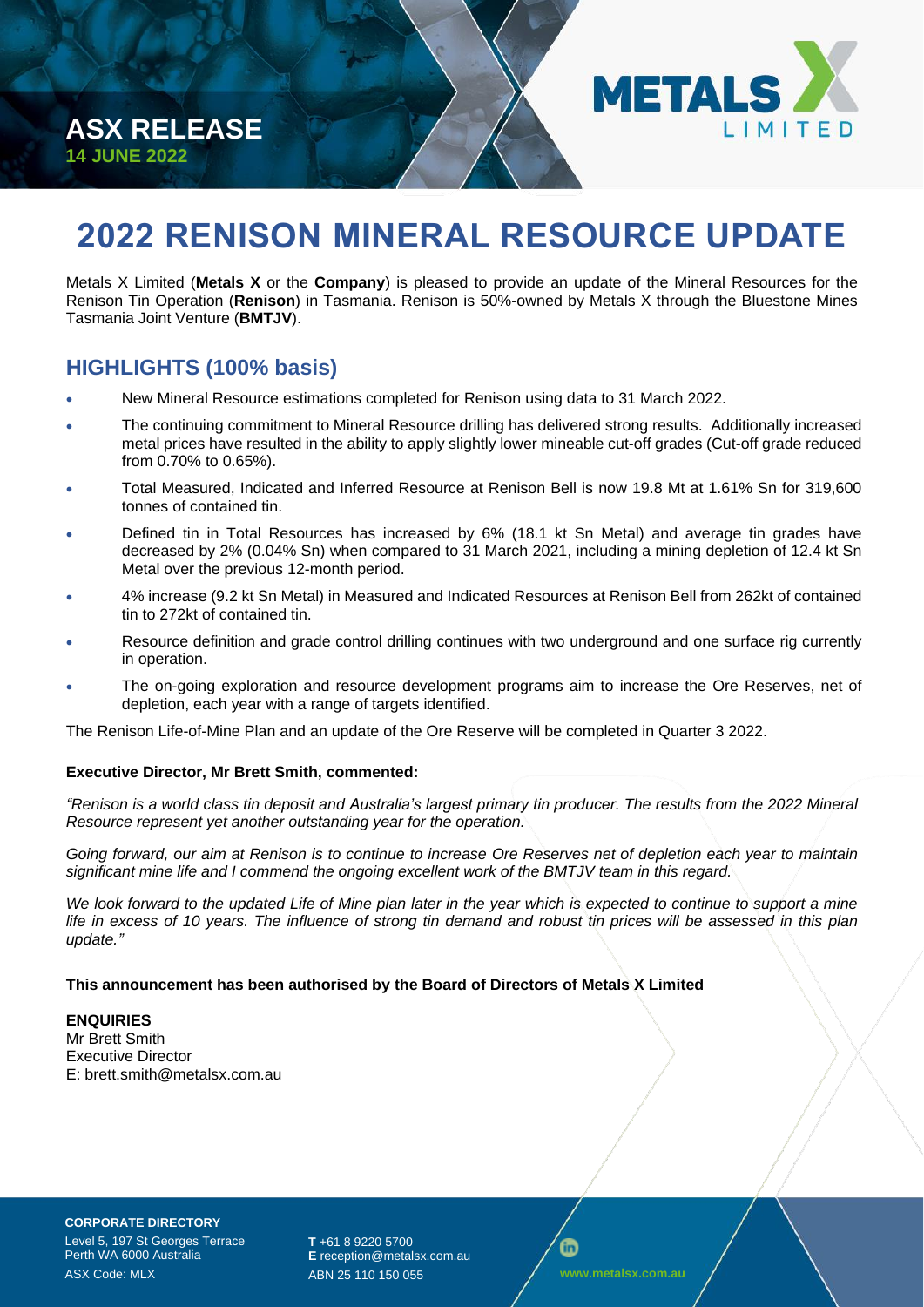ASX RELEASE
14 JUNE 2022

# 2022 RENISON MINERAL RESOURCE UPDATE

Metals X Limited (**Metals X** or the **Company**) is pleased to provide an update of the Mineral Resources for the Renison Tin Operation (**Renison**) in Tasmania. Renison is 50%-owned by Metals X through the Bluestone Mines Tasmania Joint Venture (**BMTJV**).

## HIGHLIGHTS (100% basis)

- New Mineral Resource estimations completed for Renison using data to 31 March 2022.
- The continuing commitment to Mineral Resource drilling has delivered strong results. Additionally increased metal prices have resulted in the ability to apply slightly lower mineable cut-off grades (Cut-off grade reduced from 0.70% to 0.65%).
- Total Measured, Indicated and Inferred Resource at Renison Bell is now 19.8 Mt at 1.61% Sn for 319,600 tonnes of contained tin.
- Defined tin in Total Resources has increased by 6% (18.1 kt Sn Metal) and average tin grades have decreased by 2% (0.04% Sn) when compared to 31 March 2021, including a mining depletion of 12.4 kt Sn Metal over the previous 12-month period.
- 4% increase (9.2 kt Sn Metal) in Measured and Indicated Resources at Renison Bell from 262kt of contained tin to 272kt of contained tin.
- Resource definition and grade control drilling continues with two underground and one surface rig currently in operation.
- The on-going exploration and resource development programs aim to increase the Ore Reserves, net of depletion, each year with a range of targets identified.

The Renison Life-of-Mine Plan and an update of the Ore Reserve will be completed in Quarter 3 2022.

**Executive Director, Mr Brett Smith, commented:**

*"Renison is a world class tin deposit and Australia's largest primary tin producer. The results from the 2022 Mineral Resource represent yet another outstanding year for the operation.*

*Going forward, our aim at Renison is to continue to increase Ore Reserves net of depletion each year to maintain significant mine life and I commend the ongoing excellent work of the BMTJV team in this regard.*

*We look forward to the updated Life of Mine plan later in the year which is expected to continue to support a mine life in excess of 10 years. The influence of strong tin demand and robust tin prices will be assessed in this plan update."*

**This announcement has been authorised by the Board of Directors of Metals X Limited**

**ENQUIRIES**
Mr Brett Smith
Executive Director
E: brett.smith@metalsx.com.au

**CORPORATE DIRECTORY**
Level 5, 197 St Georges Terrace
Perth WA 6000 Australia
ASX Code: MLX

**T** +61 8 9220 5700
**E** reception@metalsx.com.au
ABN 25 110 150 055

www.metalsx.com.au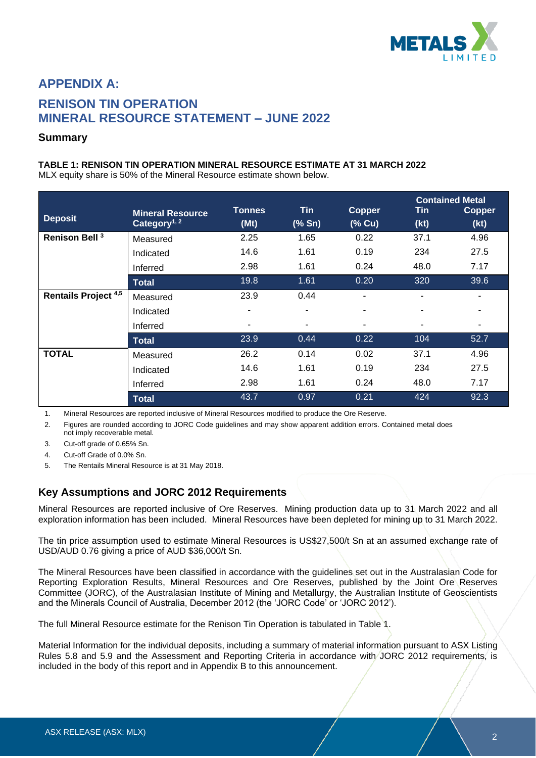## APPENDIX A:

## RENISON TIN OPERATION MINERAL RESOURCE STATEMENT – JUNE 2022

### Summary

**TABLE 1: RENISON TIN OPERATION MINERAL RESOURCE ESTIMATE AT 31 MARCH 2022**

MLX equity share is 50% of the Mineral Resource estimate shown below.

| Deposit | Mineral Resource Category[1, 2] | Tonnes (Mt) | Tin (% Sn) | Copper (% Cu) | Contained Metal Tin (kt) | Contained Metal Copper (kt) |
|---|---|---|---|---|---|---|
| **Renison Bell [3]** | Measured | 2.25 | 1.65 | 0.22 | 37.1 | 4.96 |
| | Indicated | 14.6 | 1.61 | 0.19 | 234 | 27.5 |
| | Inferred | 2.98 | 1.61 | 0.24 | 48.0 | 7.17 |
| | **Total** | 19.8 | 1.61 | 0.20 | 320 | 39.6 |
| **Rentails Project [4,5]** | Measured | 23.9 | 0.44 | - | - | - |
| | Indicated | - | - | - | - | - |
| | Inferred | - | - | - | - | - |
| | **Total** | 23.9 | 0.44 | 0.22 | 104 | 52.7 |
| **TOTAL** | Measured | 26.2 | 0.14 | 0.02 | 37.1 | 4.96 |
| | Indicated | 14.6 | 1.61 | 0.19 | 234 | 27.5 |
| | Inferred | 2.98 | 1.61 | 0.24 | 48.0 | 7.17 |
| | **Total** | 43.7 | 0.97 | 0.21 | 424 | 92.3 |

1. Mineral Resources are reported inclusive of Mineral Resources modified to produce the Ore Reserve.
2. Figures are rounded according to JORC Code guidelines and may show apparent addition errors. Contained metal does not imply recoverable metal.
3. Cut-off grade of 0.65% Sn.
4. Cut-off Grade of 0.0% Sn.
5. The Rentails Mineral Resource is at 31 May 2018.

### Key Assumptions and JORC 2012 Requirements

Mineral Resources are reported inclusive of Ore Reserves. Mining production data up to 31 March 2022 and all exploration information has been included. Mineral Resources have been depleted for mining up to 31 March 2022.

The tin price assumption used to estimate Mineral Resources is US$27,500/t Sn at an assumed exchange rate of USD/AUD 0.76 giving a price of AUD $36,000/t Sn.

The Mineral Resources have been classified in accordance with the guidelines set out in the Australasian Code for Reporting Exploration Results, Mineral Resources and Ore Reserves, published by the Joint Ore Reserves Committee (JORC), of the Australasian Institute of Mining and Metallurgy, the Australian Institute of Geoscientists and the Minerals Council of Australia, December 2012 (the 'JORC Code' or 'JORC 2012').

The full Mineral Resource estimate for the Renison Tin Operation is tabulated in Table 1.

Material Information for the individual deposits, including a summary of material information pursuant to ASX Listing Rules 5.8 and 5.9 and the Assessment and Reporting Criteria in accordance with JORC 2012 requirements, is included in the body of this report and in Appendix B to this announcement.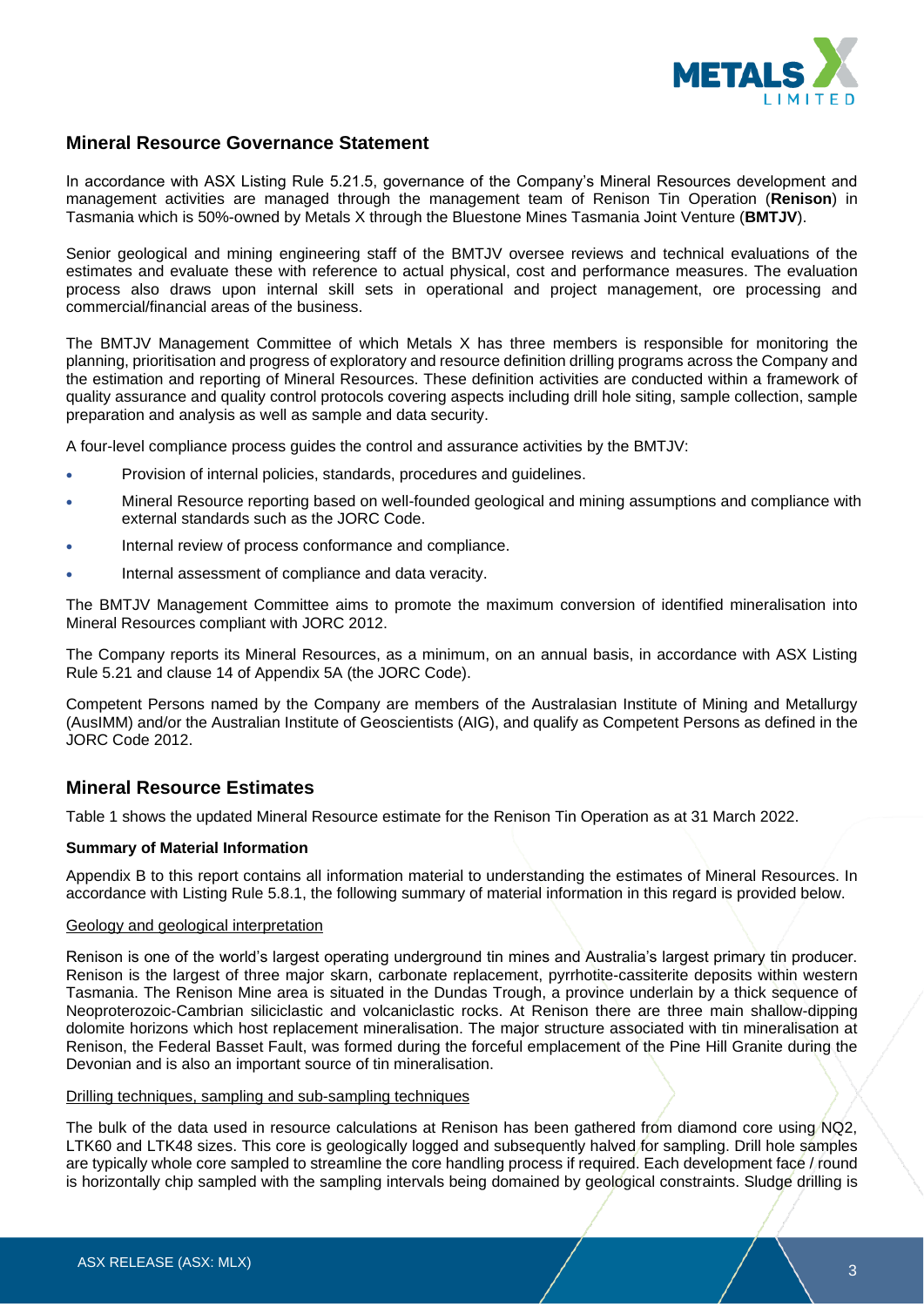## Mineral Resource Governance Statement

In accordance with ASX Listing Rule 5.21.5, governance of the Company's Mineral Resources development and management activities are managed through the management team of Renison Tin Operation (**Renison**) in Tasmania which is 50%-owned by Metals X through the Bluestone Mines Tasmania Joint Venture (**BMTJV**).

Senior geological and mining engineering staff of the BMTJV oversee reviews and technical evaluations of the estimates and evaluate these with reference to actual physical, cost and performance measures. The evaluation process also draws upon internal skill sets in operational and project management, ore processing and commercial/financial areas of the business.

The BMTJV Management Committee of which Metals X has three members is responsible for monitoring the planning, prioritisation and progress of exploratory and resource definition drilling programs across the Company and the estimation and reporting of Mineral Resources. These definition activities are conducted within a framework of quality assurance and quality control protocols covering aspects including drill hole siting, sample collection, sample preparation and analysis as well as sample and data security.

A four-level compliance process guides the control and assurance activities by the BMTJV:

- Provision of internal policies, standards, procedures and guidelines.
- Mineral Resource reporting based on well-founded geological and mining assumptions and compliance with external standards such as the JORC Code.
- Internal review of process conformance and compliance.
- Internal assessment of compliance and data veracity.

The BMTJV Management Committee aims to promote the maximum conversion of identified mineralisation into Mineral Resources compliant with JORC 2012.

The Company reports its Mineral Resources, as a minimum, on an annual basis, in accordance with ASX Listing Rule 5.21 and clause 14 of Appendix 5A (the JORC Code).

Competent Persons named by the Company are members of the Australasian Institute of Mining and Metallurgy (AusIMM) and/or the Australian Institute of Geoscientists (AIG), and qualify as Competent Persons as defined in the JORC Code 2012.

## Mineral Resource Estimates

Table 1 shows the updated Mineral Resource estimate for the Renison Tin Operation as at 31 March 2022.

**Summary of Material Information**

Appendix B to this report contains all information material to understanding the estimates of Mineral Resources. In accordance with Listing Rule 5.8.1, the following summary of material information in this regard is provided below.

Geology and geological interpretation

Renison is one of the world's largest operating underground tin mines and Australia's largest primary tin producer. Renison is the largest of three major skarn, carbonate replacement, pyrrhotite-cassiterite deposits within western Tasmania. The Renison Mine area is situated in the Dundas Trough, a province underlain by a thick sequence of Neoproterozoic-Cambrian siliciclastic and volcaniclastic rocks. At Renison there are three main shallow-dipping dolomite horizons which host replacement mineralisation. The major structure associated with tin mineralisation at Renison, the Federal Basset Fault, was formed during the forceful emplacement of the Pine Hill Granite during the Devonian and is also an important source of tin mineralisation.

Drilling techniques, sampling and sub-sampling techniques

The bulk of the data used in resource calculations at Renison has been gathered from diamond core using NQ2, LTK60 and LTK48 sizes. This core is geologically logged and subsequently halved for sampling. Drill hole samples are typically whole core sampled to streamline the core handling process if required. Each development face / round is horizontally chip sampled with the sampling intervals being domained by geological constraints. Sludge drilling is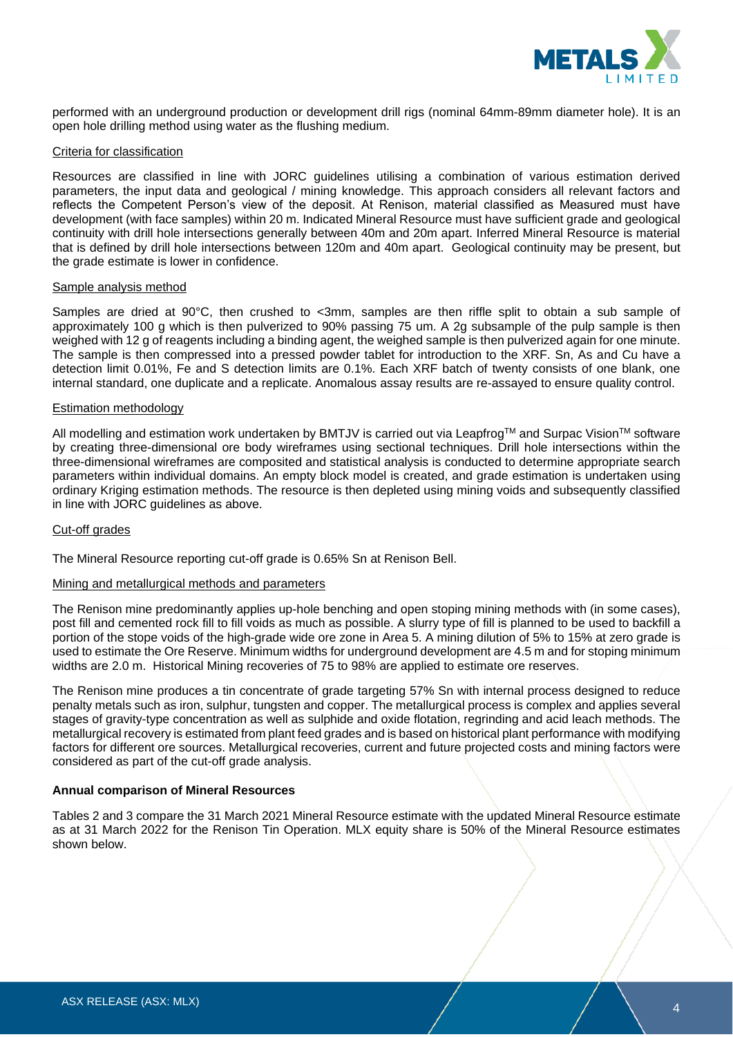performed with an underground production or development drill rigs (nominal 64mm-89mm diameter hole). It is an open hole drilling method using water as the flushing medium.

Criteria for classification

Resources are classified in line with JORC guidelines utilising a combination of various estimation derived parameters, the input data and geological / mining knowledge. This approach considers all relevant factors and reflects the Competent Person's view of the deposit. At Renison, material classified as Measured must have development (with face samples) within 20 m. Indicated Mineral Resource must have sufficient grade and geological continuity with drill hole intersections generally between 40m and 20m apart. Inferred Mineral Resource is material that is defined by drill hole intersections between 120m and 40m apart. Geological continuity may be present, but the grade estimate is lower in confidence.

Sample analysis method

Samples are dried at 90°C, then crushed to <3mm, samples are then riffle split to obtain a sub sample of approximately 100 g which is then pulverized to 90% passing 75 um. A 2g subsample of the pulp sample is then weighed with 12 g of reagents including a binding agent, the weighed sample is then pulverized again for one minute. The sample is then compressed into a pressed powder tablet for introduction to the XRF. Sn, As and Cu have a detection limit 0.01%, Fe and S detection limits are 0.1%. Each XRF batch of twenty consists of one blank, one internal standard, one duplicate and a replicate. Anomalous assay results are re-assayed to ensure quality control.

Estimation methodology

All modelling and estimation work undertaken by BMTJV is carried out via Leapfrog™ and Surpac Vision™ software by creating three-dimensional ore body wireframes using sectional techniques. Drill hole intersections within the three-dimensional wireframes are composited and statistical analysis is conducted to determine appropriate search parameters within individual domains. An empty block model is created, and grade estimation is undertaken using ordinary Kriging estimation methods. The resource is then depleted using mining voids and subsequently classified in line with JORC guidelines as above.

Cut-off grades

The Mineral Resource reporting cut-off grade is 0.65% Sn at Renison Bell.

Mining and metallurgical methods and parameters

The Renison mine predominantly applies up-hole benching and open stoping mining methods with (in some cases), post fill and cemented rock fill to fill voids as much as possible. A slurry type of fill is planned to be used to backfill a portion of the stope voids of the high-grade wide ore zone in Area 5. A mining dilution of 5% to 15% at zero grade is used to estimate the Ore Reserve. Minimum widths for underground development are 4.5 m and for stoping minimum widths are 2.0 m. Historical Mining recoveries of 75 to 98% are applied to estimate ore reserves.

The Renison mine produces a tin concentrate of grade targeting 57% Sn with internal process designed to reduce penalty metals such as iron, sulphur, tungsten and copper. The metallurgical process is complex and applies several stages of gravity-type concentration as well as sulphide and oxide flotation, regrinding and acid leach methods. The metallurgical recovery is estimated from plant feed grades and is based on historical plant performance with modifying factors for different ore sources. Metallurgical recoveries, current and future projected costs and mining factors were considered as part of the cut-off grade analysis.

**Annual comparison of Mineral Resources**

Tables 2 and 3 compare the 31 March 2021 Mineral Resource estimate with the updated Mineral Resource estimate as at 31 March 2022 for the Renison Tin Operation. MLX equity share is 50% of the Mineral Resource estimates shown below.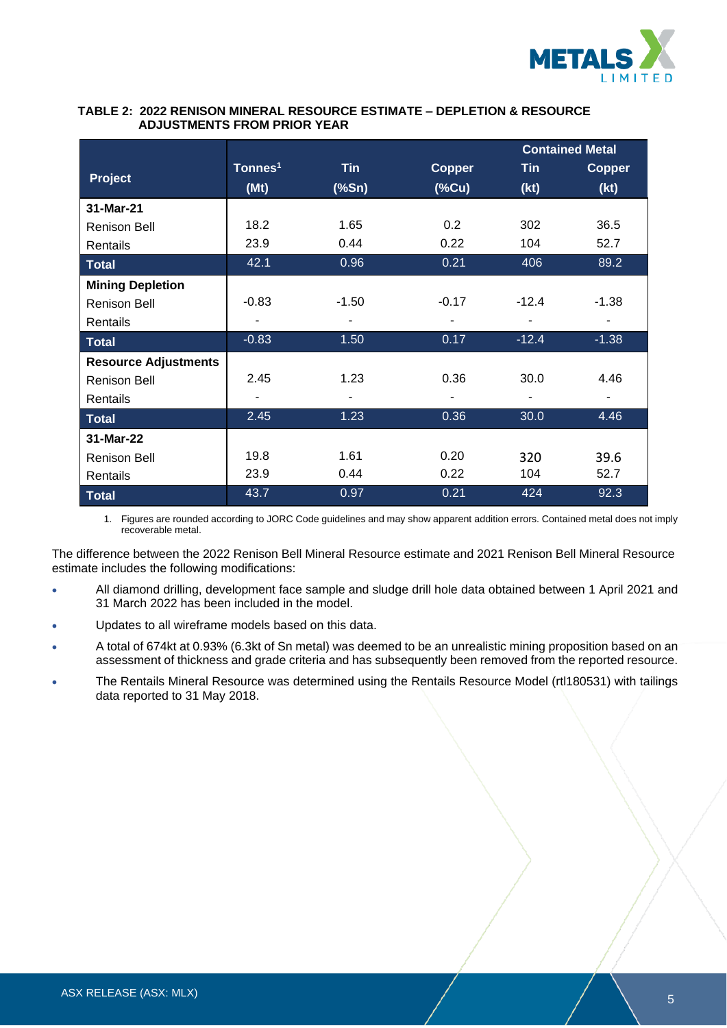**TABLE 2: 2022 RENISON MINERAL RESOURCE ESTIMATE – DEPLETION & RESOURCE ADJUSTMENTS FROM PRIOR YEAR**

| Project | Tonnes[1] (Mt) | Tin (%Sn) | Copper (%Cu) | Contained Metal Tin (kt) | Contained Metal Copper (kt) |
|---|---|---|---|---|---|
| **31-Mar-21** | | | | | |
| Renison Bell | 18.2 | 1.65 | 0.2 | 302 | 36.5 |
| Rentails | 23.9 | 0.44 | 0.22 | 104 | 52.7 |
| **Total** | 42.1 | 0.96 | 0.21 | 406 | 89.2 |
| **Mining Depletion** | | | | | |
| Renison Bell | -0.83 | -1.50 | -0.17 | -12.4 | -1.38 |
| Rentails | - | - | - | - | - |
| **Total** | -0.83 | 1.50 | 0.17 | -12.4 | -1.38 |
| **Resource Adjustments** | | | | | |
| Renison Bell | 2.45 | 1.23 | 0.36 | 30.0 | 4.46 |
| Rentails | - | - | - | - | - |
| **Total** | 2.45 | 1.23 | 0.36 | 30.0 | 4.46 |
| **31-Mar-22** | | | | | |
| Renison Bell | 19.8 | 1.61 | 0.20 | 320 | 39.6 |
| Rentails | 23.9 | 0.44 | 0.22 | 104 | 52.7 |
| **Total** | 43.7 | 0.97 | 0.21 | 424 | 92.3 |

1. Figures are rounded according to JORC Code guidelines and may show apparent addition errors. Contained metal does not imply recoverable metal.

The difference between the 2022 Renison Bell Mineral Resource estimate and 2021 Renison Bell Mineral Resource estimate includes the following modifications:

- All diamond drilling, development face sample and sludge drill hole data obtained between 1 April 2021 and 31 March 2022 has been included in the model.
- Updates to all wireframe models based on this data.
- A total of 674kt at 0.93% (6.3kt of Sn metal) was deemed to be an unrealistic mining proposition based on an assessment of thickness and grade criteria and has subsequently been removed from the reported resource.
- The Rentails Mineral Resource was determined using the Rentails Resource Model (rtl180531) with tailings data reported to 31 May 2018.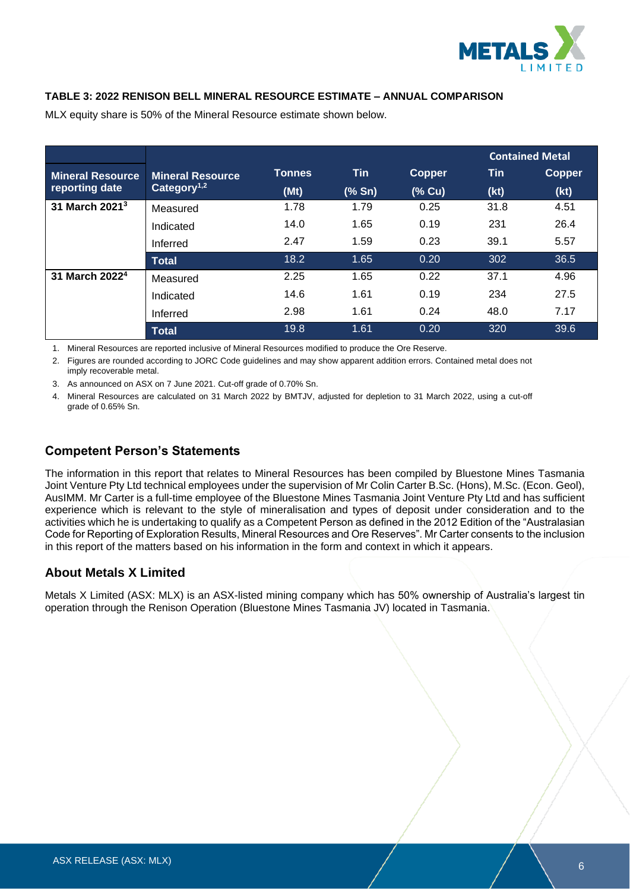**TABLE 3: 2022 RENISON BELL MINERAL RESOURCE ESTIMATE – ANNUAL COMPARISON**

MLX equity share is 50% of the Mineral Resource estimate shown below.

| Mineral Resource reporting date | Mineral Resource Category[1,2] | Tonnes | Tin | Copper | Contained Metal | |
|---|---|---|---|---|---|---|
| | | (Mt) | (% Sn) | (% Cu) | Tin (kt) | Copper (kt) |
| 31 March 2021[3] | Measured | 1.78 | 1.79 | 0.25 | 31.8 | 4.51 |
| | Indicated | 14.0 | 1.65 | 0.19 | 231 | 26.4 |
| | Inferred | 2.47 | 1.59 | 0.23 | 39.1 | 5.57 |
| | **Total** | 18.2 | 1.65 | 0.20 | 302 | 36.5 |
| 31 March 2022[4] | Measured | 2.25 | 1.65 | 0.22 | 37.1 | 4.96 |
| | Indicated | 14.6 | 1.61 | 0.19 | 234 | 27.5 |
| | Inferred | 2.98 | 1.61 | 0.24 | 48.0 | 7.17 |
| | **Total** | 19.8 | 1.61 | 0.20 | 320 | 39.6 |

1. Mineral Resources are reported inclusive of Mineral Resources modified to produce the Ore Reserve.
2. Figures are rounded according to JORC Code guidelines and may show apparent addition errors. Contained metal does not imply recoverable metal.
3. As announced on ASX on 7 June 2021. Cut-off grade of 0.70% Sn.
4. Mineral Resources are calculated on 31 March 2022 by BMTJV, adjusted for depletion to 31 March 2022, using a cut-off grade of 0.65% Sn.

## Competent Person's Statements

The information in this report that relates to Mineral Resources has been compiled by Bluestone Mines Tasmania Joint Venture Pty Ltd technical employees under the supervision of Mr Colin Carter B.Sc. (Hons), M.Sc. (Econ. Geol), AusIMM. Mr Carter is a full-time employee of the Bluestone Mines Tasmania Joint Venture Pty Ltd and has sufficient experience which is relevant to the style of mineralisation and types of deposit under consideration and to the activities which he is undertaking to qualify as a Competent Person as defined in the 2012 Edition of the "Australasian Code for Reporting of Exploration Results, Mineral Resources and Ore Reserves". Mr Carter consents to the inclusion in this report of the matters based on his information in the form and context in which it appears.

## About Metals X Limited

Metals X Limited (ASX: MLX) is an ASX-listed mining company which has 50% ownership of Australia's largest tin operation through the Renison Operation (Bluestone Mines Tasmania JV) located in Tasmania.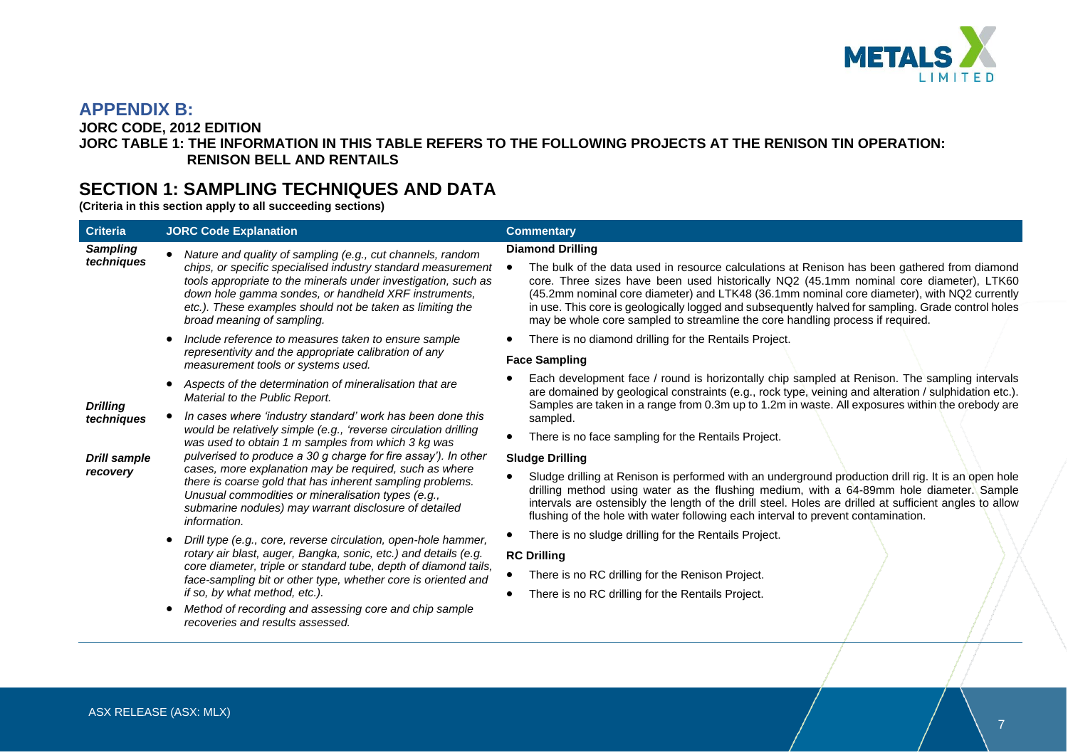## APPENDIX B:

**JORC CODE, 2012 EDITION**

**JORC TABLE 1: THE INFORMATION IN THIS TABLE REFERS TO THE FOLLOWING PROJECTS AT THE RENISON TIN OPERATION: RENISON BELL AND RENTAILS**

## SECTION 1: SAMPLING TECHNIQUES AND DATA

**(Criteria in this section apply to all succeeding sections)**

| Criteria | JORC Code Explanation | Commentary |
|---|---|---|
| ***Sampling techniques*** <br><br> ***Drilling techniques*** <br><br> ***Drill sample recovery*** | • *Nature and quality of sampling (e.g., cut channels, random chips, or specific specialised industry standard measurement tools appropriate to the minerals under investigation, such as down hole gamma sondes, or handheld XRF instruments, etc.). These examples should not be taken as limiting the broad meaning of sampling.* <br> • *Include reference to measures taken to ensure sample representivity and the appropriate calibration of any measurement tools or systems used.* <br> • *Aspects of the determination of mineralisation that are Material to the Public Report.* <br> • *In cases where 'industry standard' work has been done this would be relatively simple (e.g., 'reverse circulation drilling was used to obtain 1 m samples from which 3 kg was pulverised to produce a 30 g charge for fire assay'). In other cases, more explanation may be required, such as where there is coarse gold that has inherent sampling problems. Unusual commodities or mineralisation types (e.g., submarine nodules) may warrant disclosure of detailed information.* <br> • *Drill type (e.g., core, reverse circulation, open-hole hammer, rotary air blast, auger, Bangka, sonic, etc.) and details (e.g. core diameter, triple or standard tube, depth of diamond tails, face-sampling bit or other type, whether core is oriented and if so, by what method, etc.).* <br> • *Method of recording and assessing core and chip sample recoveries and results assessed.* | **Diamond Drilling** <br> • The bulk of the data used in resource calculations at Renison has been gathered from diamond core. Three sizes have been used historically NQ2 (45.1mm nominal core diameter), LTK60 (45.2mm nominal core diameter) and LTK48 (36.1mm nominal core diameter), with NQ2 currently in use. This core is geologically logged and subsequently halved for sampling. Grade control holes may be whole core sampled to streamline the core handling process if required. <br> • There is no diamond drilling for the Rentails Project. <br><br> **Face Sampling** <br> • Each development face / round is horizontally chip sampled at Renison. The sampling intervals are domained by geological constraints (e.g., rock type, veining and alteration / sulphidation etc.). Samples are taken in a range from 0.3m up to 1.2m in waste. All exposures within the orebody are sampled. <br> • There is no face sampling for the Rentails Project. <br><br> **Sludge Drilling** <br> • Sludge drilling at Renison is performed with an underground production drill rig. It is an open hole drilling method using water as the flushing medium, with a 64-89mm hole diameter. Sample intervals are ostensibly the length of the drill steel. Holes are drilled at sufficient angles to allow flushing of the hole with water following each interval to prevent contamination. <br> • There is no sludge drilling for the Rentails Project. <br><br> **RC Drilling** <br> • There is no RC drilling for the Renison Project. <br> • There is no RC drilling for the Rentails Project. |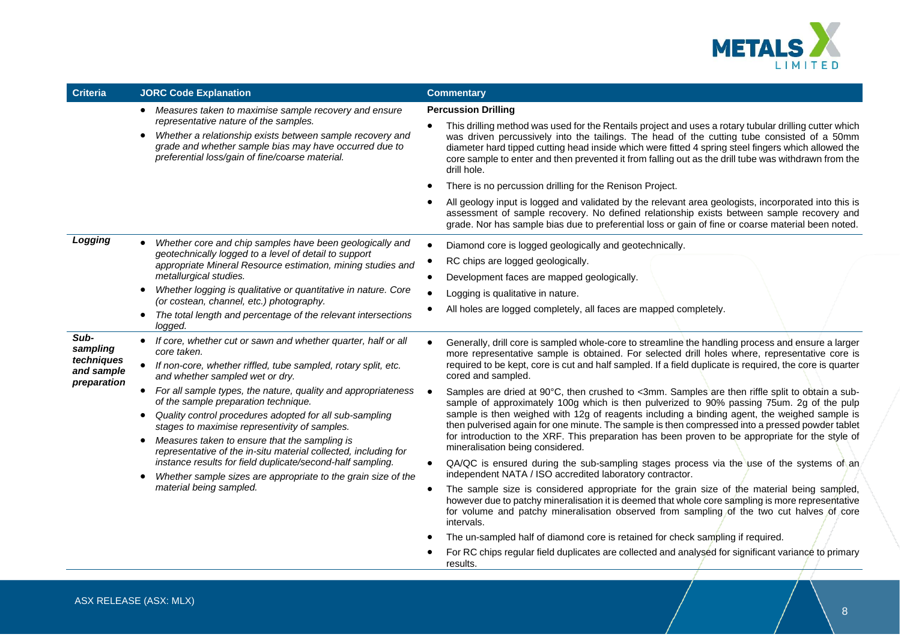| Criteria | JORC Code Explanation | Commentary |
|---|---|---|
| | • *Measures taken to maximise sample recovery and ensure representative nature of the samples.*<br>• *Whether a relationship exists between sample recovery and grade and whether sample bias may have occurred due to preferential loss/gain of fine/coarse material.* | **Percussion Drilling**<br>• This drilling method was used for the Rentails project and uses a rotary tubular drilling cutter which was driven percussively into the tailings. The head of the cutting tube consisted of a 50mm diameter hard tipped cutting head inside which were fitted 4 spring steel fingers which allowed the core sample to enter and then prevented it from falling out as the drill tube was withdrawn from the drill hole.<br>• There is no percussion drilling for the Renison Project.<br>• All geology input is logged and validated by the relevant area geologists, incorporated into this is assessment of sample recovery. No defined relationship exists between sample recovery and grade. Nor has sample bias due to preferential loss or gain of fine or coarse material been noted. |
| ***Logging*** | • *Whether core and chip samples have been geologically and geotechnically logged to a level of detail to support appropriate Mineral Resource estimation, mining studies and metallurgical studies.*<br>• *Whether logging is qualitative or quantitative in nature. Core (or costean, channel, etc.) photography.*<br>• *The total length and percentage of the relevant intersections logged.* | • Diamond core is logged geologically and geotechnically.<br>• RC chips are logged geologically.<br>• Development faces are mapped geologically.<br>• Logging is qualitative in nature.<br>• All holes are logged completely, all faces are mapped completely. |
| ***Sub-sampling techniques and sample preparation*** | • *If core, whether cut or sawn and whether quarter, half or all core taken.*<br>• *If non-core, whether riffled, tube sampled, rotary split, etc. and whether sampled wet or dry.*<br>• *For all sample types, the nature, quality and appropriateness of the sample preparation technique.*<br>• *Quality control procedures adopted for all sub-sampling stages to maximise representivity of samples.*<br>• *Measures taken to ensure that the sampling is representative of the in-situ material collected, including for instance results for field duplicate/second-half sampling.*<br>• *Whether sample sizes are appropriate to the grain size of the material being sampled.* | • Generally, drill core is sampled whole-core to streamline the handling process and ensure a larger more representative sample is obtained. For selected drill holes where, representative core is required to be kept, core is cut and half sampled. If a field duplicate is required, the core is quarter cored and sampled.<br>• Samples are dried at 90°C, then crushed to <3mm. Samples are then riffle split to obtain a sub-sample of approximately 100g which is then pulverized to 90% passing 75um. 2g of the pulp sample is then weighed with 12g of reagents including a binding agent, the weighed sample is then pulverised again for one minute. The sample is then compressed into a pressed powder tablet for introduction to the XRF. This preparation has been proven to be appropriate for the style of mineralisation being considered.<br>• QA/QC is ensured during the sub-sampling stages process via the use of the systems of an independent NATA / ISO accredited laboratory contractor.<br>• The sample size is considered appropriate for the grain size of the material being sampled, however due to patchy mineralisation it is deemed that whole core sampling is more representative for volume and patchy mineralisation observed from sampling of the two cut halves of core intervals.<br>• The un-sampled half of diamond core is retained for check sampling if required.<br>• For RC chips regular field duplicates are collected and analysed for significant variance to primary results. |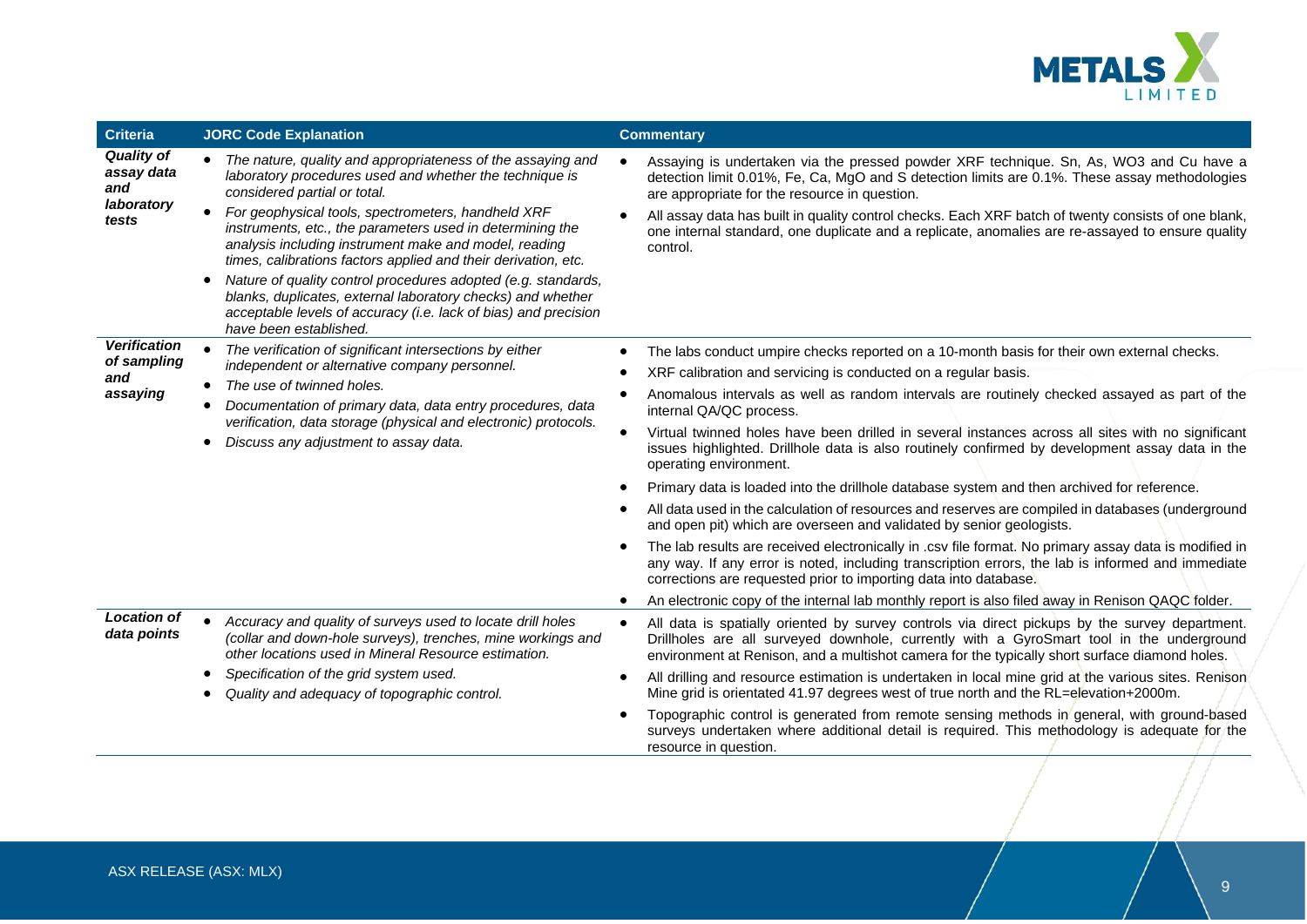| Criteria | JORC Code Explanation | Commentary |
|---|---|---|
| *Quality of assay data and laboratory tests* | • *The nature, quality and appropriateness of the assaying and laboratory procedures used and whether the technique is considered partial or total.*<br>• *For geophysical tools, spectrometers, handheld XRF instruments, etc., the parameters used in determining the analysis including instrument make and model, reading times, calibrations factors applied and their derivation, etc.*<br>• *Nature of quality control procedures adopted (e.g. standards, blanks, duplicates, external laboratory checks) and whether acceptable levels of accuracy (i.e. lack of bias) and precision have been established.* | • Assaying is undertaken via the pressed powder XRF technique. Sn, As, WO3 and Cu have a detection limit 0.01%, Fe, Ca, MgO and S detection limits are 0.1%. These assay methodologies are appropriate for the resource in question.<br>• All assay data has built in quality control checks. Each XRF batch of twenty consists of one blank, one internal standard, one duplicate and a replicate, anomalies are re-assayed to ensure quality control. |
| *Verification of sampling and assaying* | • *The verification of significant intersections by either independent or alternative company personnel.*<br>• *The use of twinned holes.*<br>• *Documentation of primary data, data entry procedures, data verification, data storage (physical and electronic) protocols.*<br>• *Discuss any adjustment to assay data.* | • The labs conduct umpire checks reported on a 10-month basis for their own external checks.<br>• XRF calibration and servicing is conducted on a regular basis.<br>• Anomalous intervals as well as random intervals are routinely checked assayed as part of the internal QA/QC process.<br>• Virtual twinned holes have been drilled in several instances across all sites with no significant issues highlighted. Drillhole data is also routinely confirmed by development assay data in the operating environment.<br>• Primary data is loaded into the drillhole database system and then archived for reference.<br>• All data used in the calculation of resources and reserves are compiled in databases (underground and open pit) which are overseen and validated by senior geologists.<br>• The lab results are received electronically in .csv file format. No primary assay data is modified in any way. If any error is noted, including transcription errors, the lab is informed and immediate corrections are requested prior to importing data into database.<br>• An electronic copy of the internal lab monthly report is also filed away in Renison QAQC folder. |
| *Location of data points* | • *Accuracy and quality of surveys used to locate drill holes (collar and down-hole surveys), trenches, mine workings and other locations used in Mineral Resource estimation.*<br>• *Specification of the grid system used.*<br>• *Quality and adequacy of topographic control.* | • All data is spatially oriented by survey controls via direct pickups by the survey department. Drillholes are all surveyed downhole, currently with a GyroSmart tool in the underground environment at Renison, and a multishot camera for the typically short surface diamond holes.<br>• All drilling and resource estimation is undertaken in local mine grid at the various sites. Renison Mine grid is orientated 41.97 degrees west of true north and the RL=elevation+2000m.<br>• Topographic control is generated from remote sensing methods in general, with ground-based surveys undertaken where additional detail is required. This methodology is adequate for the resource in question. |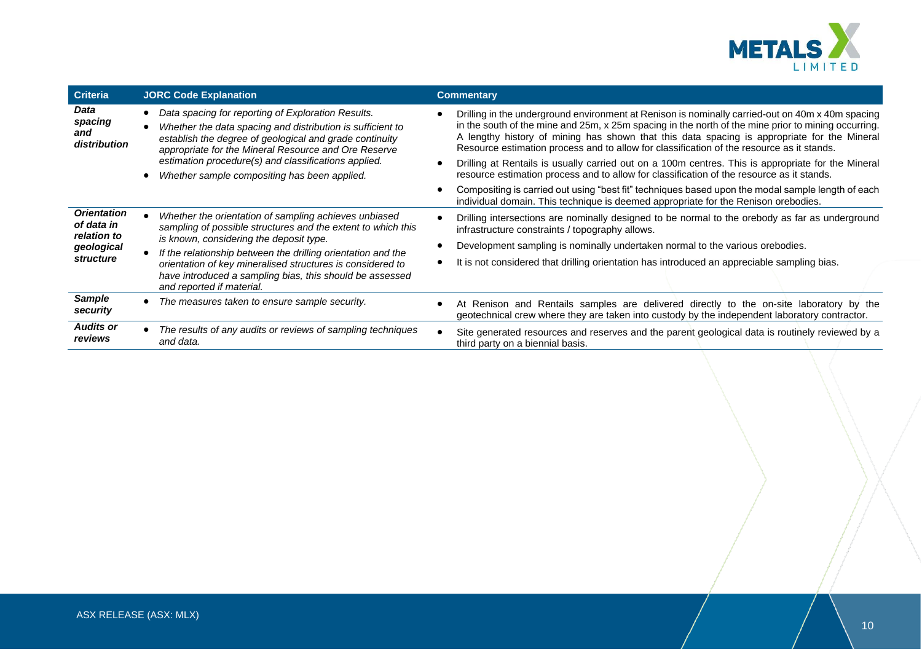| Criteria | JORC Code Explanation | Commentary |
|---|---|---|
| ***Data spacing and distribution*** | • *Data spacing for reporting of Exploration Results.*<br>• *Whether the data spacing and distribution is sufficient to establish the degree of geological and grade continuity appropriate for the Mineral Resource and Ore Reserve estimation procedure(s) and classifications applied.*<br>• *Whether sample compositing has been applied.* | • Drilling in the underground environment at Renison is nominally carried-out on 40m x 40m spacing in the south of the mine and 25m, x 25m spacing in the north of the mine prior to mining occurring. A lengthy history of mining has shown that this data spacing is appropriate for the Mineral Resource estimation process and to allow for classification of the resource as it stands.<br>• Drilling at Rentails is usually carried out on a 100m centres. This is appropriate for the Mineral resource estimation process and to allow for classification of the resource as it stands.<br>• Compositing is carried out using "best fit" techniques based upon the modal sample length of each individual domain. This technique is deemed appropriate for the Renison orebodies. |
| ***Orientation of data in relation to geological structure*** | • *Whether the orientation of sampling achieves unbiased sampling of possible structures and the extent to which this is known, considering the deposit type.*<br>• *If the relationship between the drilling orientation and the orientation of key mineralised structures is considered to have introduced a sampling bias, this should be assessed and reported if material.* | • Drilling intersections are nominally designed to be normal to the orebody as far as underground infrastructure constraints / topography allows.<br>• Development sampling is nominally undertaken normal to the various orebodies.<br>• It is not considered that drilling orientation has introduced an appreciable sampling bias. |
| ***Sample security*** | • *The measures taken to ensure sample security.* | • At Renison and Rentails samples are delivered directly to the on-site laboratory by the geotechnical crew where they are taken into custody by the independent laboratory contractor. |
| ***Audits or reviews*** | • *The results of any audits or reviews of sampling techniques and data.* | • Site generated resources and reserves and the parent geological data is routinely reviewed by a third party on a biennial basis. |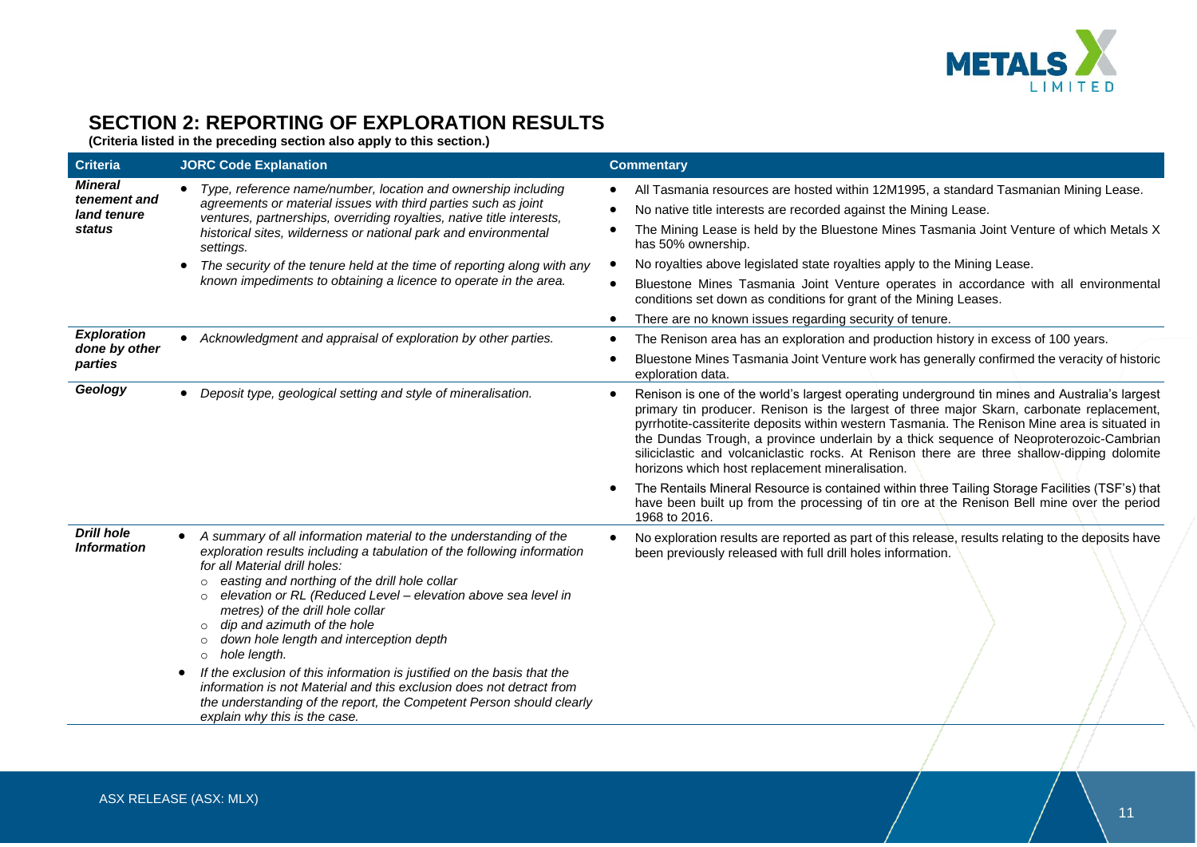## SECTION 2: REPORTING OF EXPLORATION RESULTS

**(Criteria listed in the preceding section also apply to this section.)**

| Criteria | JORC Code Explanation | Commentary |
|---|---|---|
| ***Mineral tenement and land tenure status*** | • *Type, reference name/number, location and ownership including agreements or material issues with third parties such as joint ventures, partnerships, overriding royalties, native title interests, historical sites, wilderness or national park and environmental settings.*<br>• *The security of the tenure held at the time of reporting along with any known impediments to obtaining a licence to operate in the area.* | • All Tasmania resources are hosted within 12M1995, a standard Tasmanian Mining Lease.<br>• No native title interests are recorded against the Mining Lease.<br>• The Mining Lease is held by the Bluestone Mines Tasmania Joint Venture of which Metals X has 50% ownership.<br>• No royalties above legislated state royalties apply to the Mining Lease.<br>• Bluestone Mines Tasmania Joint Venture operates in accordance with all environmental conditions set down as conditions for grant of the Mining Leases.<br>• There are no known issues regarding security of tenure. |
| ***Exploration done by other parties*** | • *Acknowledgment and appraisal of exploration by other parties.* | • The Renison area has an exploration and production history in excess of 100 years.<br>• Bluestone Mines Tasmania Joint Venture work has generally confirmed the veracity of historic exploration data. |
| ***Geology*** | • *Deposit type, geological setting and style of mineralisation.* | • Renison is one of the world's largest operating underground tin mines and Australia's largest primary tin producer. Renison is the largest of three major Skarn, carbonate replacement, pyrrhotite-cassiterite deposits within western Tasmania. The Renison Mine area is situated in the Dundas Trough, a province underlain by a thick sequence of Neoproterozoic-Cambrian siliciclastic and volcaniclastic rocks. At Renison there are three shallow-dipping dolomite horizons which host replacement mineralisation.<br>• The Rentails Mineral Resource is contained within three Tailing Storage Facilities (TSF's) that have been built up from the processing of tin ore at the Renison Bell mine over the period 1968 to 2016. |
| ***Drill hole Information*** | • *A summary of all information material to the understanding of the exploration results including a tabulation of the following information for all Material drill holes:*<br>  ○ *easting and northing of the drill hole collar*<br>  ○ *elevation or RL (Reduced Level – elevation above sea level in metres) of the drill hole collar*<br>  ○ *dip and azimuth of the hole*<br>  ○ *down hole length and interception depth*<br>  ○ *hole length.*<br>• *If the exclusion of this information is justified on the basis that the information is not Material and this exclusion does not detract from the understanding of the report, the Competent Person should clearly explain why this is the case.* | • No exploration results are reported as part of this release, results relating to the deposits have been previously released with full drill holes information. |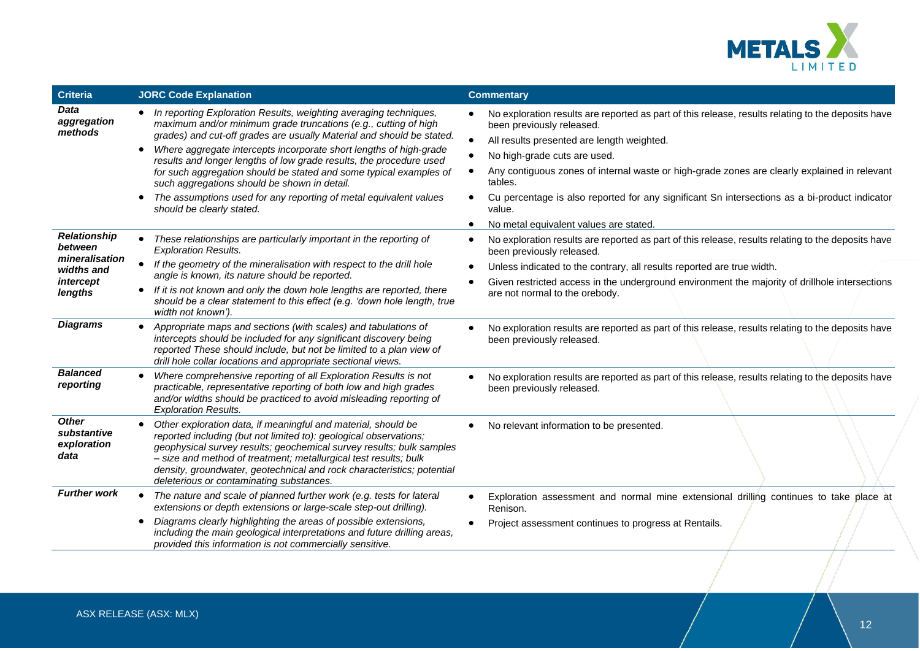| Criteria | JORC Code Explanation | Commentary |
|---|---|---|
| ***Data aggregation methods*** | • *In reporting Exploration Results, weighting averaging techniques, maximum and/or minimum grade truncations (e.g., cutting of high grades) and cut-off grades are usually Material and should be stated.*<br>• *Where aggregate intercepts incorporate short lengths of high-grade results and longer lengths of low grade results, the procedure used for such aggregation should be stated and some typical examples of such aggregations should be shown in detail.*<br>• *The assumptions used for any reporting of metal equivalent values should be clearly stated.* | • No exploration results are reported as part of this release, results relating to the deposits have been previously released.<br>• All results presented are length weighted.<br>• No high-grade cuts are used.<br>• Any contiguous zones of internal waste or high-grade zones are clearly explained in relevant tables.<br>• Cu percentage is also reported for any significant Sn intersections as a bi-product indicator value.<br>• No metal equivalent values are stated. |
| ***Relationship between mineralisation widths and intercept lengths*** | • *These relationships are particularly important in the reporting of Exploration Results.*<br>• *If the geometry of the mineralisation with respect to the drill hole angle is known, its nature should be reported.*<br>• *If it is not known and only the down hole lengths are reported, there should be a clear statement to this effect (e.g. 'down hole length, true width not known').* | • No exploration results are reported as part of this release, results relating to the deposits have been previously released.<br>• Unless indicated to the contrary, all results reported are true width.<br>• Given restricted access in the underground environment the majority of drillhole intersections are not normal to the orebody. |
| ***Diagrams*** | • *Appropriate maps and sections (with scales) and tabulations of intercepts should be included for any significant discovery being reported These should include, but not be limited to a plan view of drill hole collar locations and appropriate sectional views.* | • No exploration results are reported as part of this release, results relating to the deposits have been previously released. |
| ***Balanced reporting*** | • *Where comprehensive reporting of all Exploration Results is not practicable, representative reporting of both low and high grades and/or widths should be practiced to avoid misleading reporting of Exploration Results.* | • No exploration results are reported as part of this release, results relating to the deposits have been previously released. |
| ***Other substantive exploration data*** | • *Other exploration data, if meaningful and material, should be reported including (but not limited to): geological observations; geophysical survey results; geochemical survey results; bulk samples – size and method of treatment; metallurgical test results; bulk density, groundwater, geotechnical and rock characteristics; potential deleterious or contaminating substances.* | • No relevant information to be presented. |
| ***Further work*** | • *The nature and scale of planned further work (e.g. tests for lateral extensions or depth extensions or large-scale step-out drilling).*<br>• *Diagrams clearly highlighting the areas of possible extensions, including the main geological interpretations and future drilling areas, provided this information is not commercially sensitive.* | • Exploration assessment and normal mine extensional drilling continues to take place at Renison.<br>• Project assessment continues to progress at Rentails. |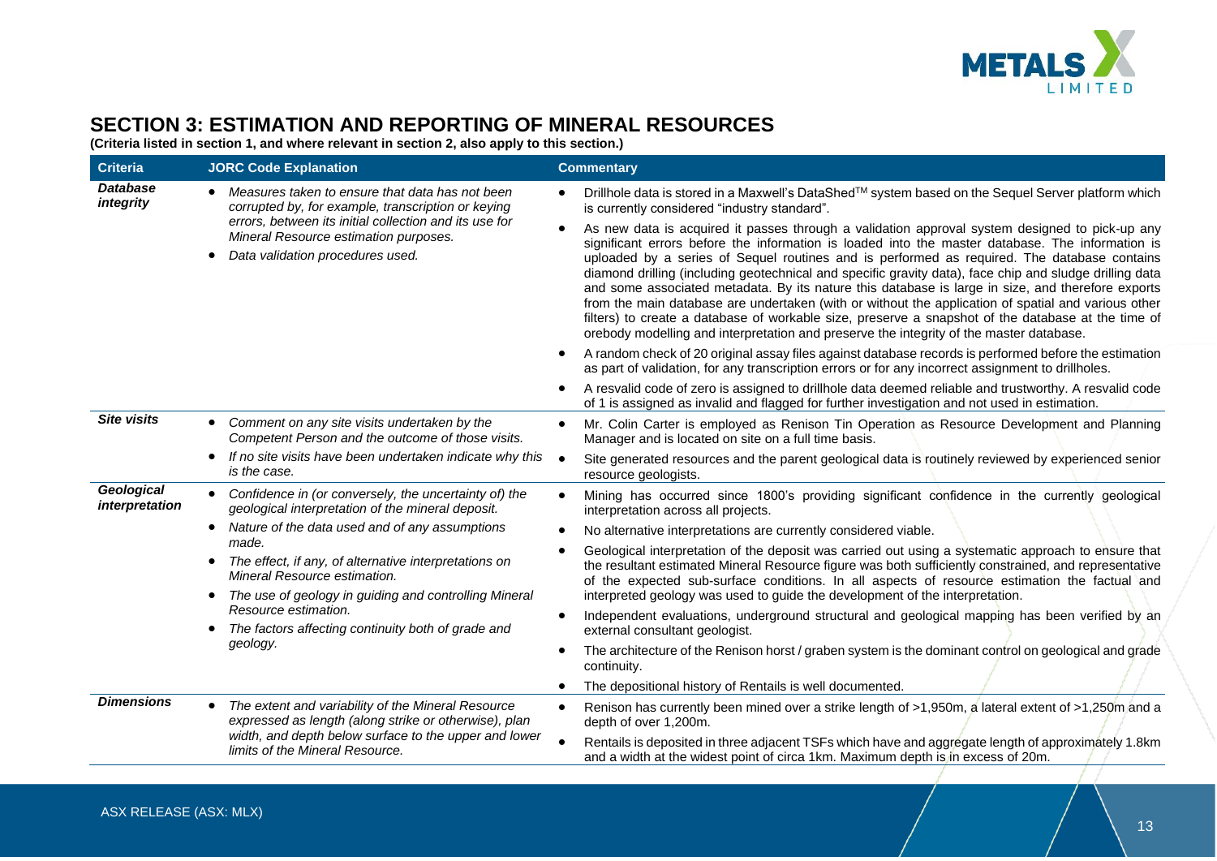## SECTION 3: ESTIMATION AND REPORTING OF MINERAL RESOURCES

**(Criteria listed in section 1, and where relevant in section 2, also apply to this section.)**

| Criteria | JORC Code Explanation | Commentary |
|---|---|---|
| ***Database integrity*** | • *Measures taken to ensure that data has not been corrupted by, for example, transcription or keying errors, between its initial collection and its use for Mineral Resource estimation purposes.*<br>• *Data validation procedures used.* | • Drillhole data is stored in a Maxwell's DataShed™ system based on the Sequel Server platform which is currently considered "industry standard".<br>• As new data is acquired it passes through a validation approval system designed to pick-up any significant errors before the information is loaded into the master database. The information is uploaded by a series of Sequel routines and is performed as required. The database contains diamond drilling (including geotechnical and specific gravity data), face chip and sludge drilling data and some associated metadata. By its nature this database is large in size, and therefore exports from the main database are undertaken (with or without the application of spatial and various other filters) to create a database of workable size, preserve a snapshot of the database at the time of orebody modelling and interpretation and preserve the integrity of the master database.<br>• A random check of 20 original assay files against database records is performed before the estimation as part of validation, for any transcription errors or for any incorrect assignment to drillholes.<br>• A resvalid code of zero is assigned to drillhole data deemed reliable and trustworthy. A resvalid code of 1 is assigned as invalid and flagged for further investigation and not used in estimation. |
| ***Site visits*** | • *Comment on any site visits undertaken by the Competent Person and the outcome of those visits.*<br>• *If no site visits have been undertaken indicate why this is the case.* | • Mr. Colin Carter is employed as Renison Tin Operation as Resource Development and Planning Manager and is located on site on a full time basis.<br>• Site generated resources and the parent geological data is routinely reviewed by experienced senior resource geologists. |
| ***Geological interpretation*** | • *Confidence in (or conversely, the uncertainty of) the geological interpretation of the mineral deposit.*<br>• *Nature of the data used and of any assumptions made.*<br>• *The effect, if any, of alternative interpretations on Mineral Resource estimation.*<br>• *The use of geology in guiding and controlling Mineral Resource estimation.*<br>• *The factors affecting continuity both of grade and geology.* | • Mining has occurred since 1800's providing significant confidence in the currently geological interpretation across all projects.<br>• No alternative interpretations are currently considered viable.<br>• Geological interpretation of the deposit was carried out using a systematic approach to ensure that the resultant estimated Mineral Resource figure was both sufficiently constrained, and representative of the expected sub-surface conditions. In all aspects of resource estimation the factual and interpreted geology was used to guide the development of the interpretation.<br>• Independent evaluations, underground structural and geological mapping has been verified by an external consultant geologist.<br>• The architecture of the Renison horst / graben system is the dominant control on geological and grade continuity.<br>• The depositional history of Rentails is well documented. |
| ***Dimensions*** | • *The extent and variability of the Mineral Resource expressed as length (along strike or otherwise), plan width, and depth below surface to the upper and lower limits of the Mineral Resource.* | • Renison has currently been mined over a strike length of >1,950m, a lateral extent of >1,250m and a depth of over 1,200m.<br>• Rentails is deposited in three adjacent TSFs which have and aggregate length of approximately 1.8km and a width at the widest point of circa 1km. Maximum depth is in excess of 20m. |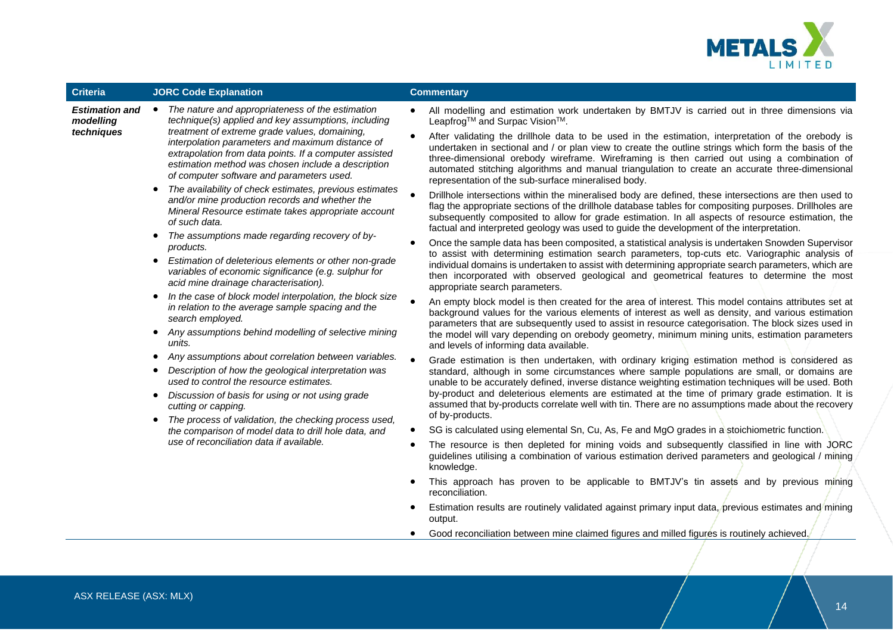| Criteria | JORC Code Explanation | Commentary |
|---|---|---|
| ***Estimation and modelling techniques*** | • *The nature and appropriateness of the estimation technique(s) applied and key assumptions, including treatment of extreme grade values, domaining, interpolation parameters and maximum distance of extrapolation from data points. If a computer assisted estimation method was chosen include a description of computer software and parameters used.*<br>• *The availability of check estimates, previous estimates and/or mine production records and whether the Mineral Resource estimate takes appropriate account of such data.*<br>• *The assumptions made regarding recovery of by-products.*<br>• *Estimation of deleterious elements or other non-grade variables of economic significance (e.g. sulphur for acid mine drainage characterisation).*<br>• *In the case of block model interpolation, the block size in relation to the average sample spacing and the search employed.*<br>• *Any assumptions behind modelling of selective mining units.*<br>• *Any assumptions about correlation between variables.*<br>• *Description of how the geological interpretation was used to control the resource estimates.*<br>• *Discussion of basis for using or not using grade cutting or capping.*<br>• *The process of validation, the checking process used, the comparison of model data to drill hole data, and use of reconciliation data if available.* | • All modelling and estimation work undertaken by BMTJV is carried out in three dimensions via Leapfrog™ and Surpac Vision™.<br>• After validating the drillhole data to be used in the estimation, interpretation of the orebody is undertaken in sectional and / or plan view to create the outline strings which form the basis of the three-dimensional orebody wireframe. Wireframing is then carried out using a combination of automated stitching algorithms and manual triangulation to create an accurate three-dimensional representation of the sub-surface mineralised body.<br>• Drillhole intersections within the mineralised body are defined, these intersections are then used to flag the appropriate sections of the drillhole database tables for compositing purposes. Drillholes are subsequently composited to allow for grade estimation. In all aspects of resource estimation, the factual and interpreted geology was used to guide the development of the interpretation.<br>• Once the sample data has been composited, a statistical analysis is undertaken Snowden Supervisor to assist with determining estimation search parameters, top-cuts etc. Variographic analysis of individual domains is undertaken to assist with determining appropriate search parameters, which are then incorporated with observed geological and geometrical features to determine the most appropriate search parameters.<br>• An empty block model is then created for the area of interest. This model contains attributes set at background values for the various elements of interest as well as density, and various estimation parameters that are subsequently used to assist in resource categorisation. The block sizes used in the model will vary depending on orebody geometry, minimum mining units, estimation parameters and levels of informing data available.<br>• Grade estimation is then undertaken, with ordinary kriging estimation method is considered as standard, although in some circumstances where sample populations are small, or domains are unable to be accurately defined, inverse distance weighting estimation techniques will be used. Both by-product and deleterious elements are estimated at the time of primary grade estimation. It is assumed that by-products correlate well with tin. There are no assumptions made about the recovery of by-products.<br>• SG is calculated using elemental Sn, Cu, As, Fe and MgO grades in a stoichiometric function.<br>• The resource is then depleted for mining voids and subsequently classified in line with JORC guidelines utilising a combination of various estimation derived parameters and geological / mining knowledge.<br>• This approach has proven to be applicable to BMTJV's tin assets and by previous mining reconciliation.<br>• Estimation results are routinely validated against primary input data, previous estimates and mining output.<br>• Good reconciliation between mine claimed figures and milled figures is routinely achieved. |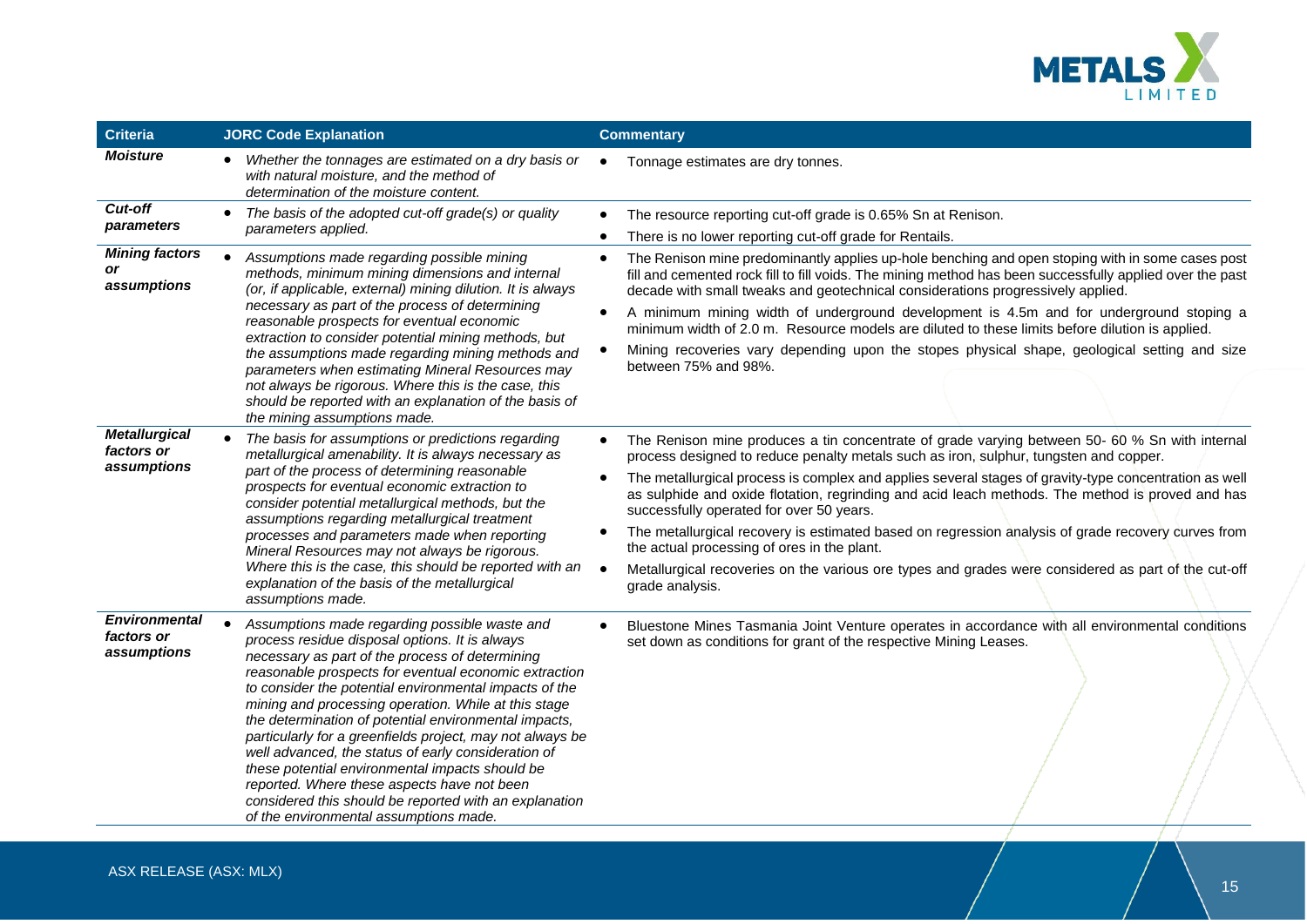| Criteria | JORC Code Explanation | Commentary |
|---|---|---|
| ***Moisture*** | • *Whether the tonnages are estimated on a dry basis or with natural moisture, and the method of determination of the moisture content.* | • Tonnage estimates are dry tonnes. |
| ***Cut-off parameters*** | • *The basis of the adopted cut-off grade(s) or quality parameters applied.* | • The resource reporting cut-off grade is 0.65% Sn at Renison.<br>• There is no lower reporting cut-off grade for Rentails. |
| ***Mining factors or assumptions*** | • *Assumptions made regarding possible mining methods, minimum mining dimensions and internal (or, if applicable, external) mining dilution. It is always necessary as part of the process of determining reasonable prospects for eventual economic extraction to consider potential mining methods, but the assumptions made regarding mining methods and parameters when estimating Mineral Resources may not always be rigorous. Where this is the case, this should be reported with an explanation of the basis of the mining assumptions made.* | • The Renison mine predominantly applies up-hole benching and open stoping with in some cases post fill and cemented rock fill to fill voids. The mining method has been successfully applied over the past decade with small tweaks and geotechnical considerations progressively applied.<br>• A minimum mining width of underground development is 4.5m and for underground stoping a minimum width of 2.0 m. Resource models are diluted to these limits before dilution is applied.<br>• Mining recoveries vary depending upon the stopes physical shape, geological setting and size between 75% and 98%. |
| ***Metallurgical factors or assumptions*** | • *The basis for assumptions or predictions regarding metallurgical amenability. It is always necessary as part of the process of determining reasonable prospects for eventual economic extraction to consider potential metallurgical methods, but the assumptions regarding metallurgical treatment processes and parameters made when reporting Mineral Resources may not always be rigorous. Where this is the case, this should be reported with an explanation of the basis of the metallurgical assumptions made.* | • The Renison mine produces a tin concentrate of grade varying between 50- 60 % Sn with internal process designed to reduce penalty metals such as iron, sulphur, tungsten and copper.<br>• The metallurgical process is complex and applies several stages of gravity-type concentration as well as sulphide and oxide flotation, regrinding and acid leach methods. The method is proved and has successfully operated for over 50 years.<br>• The metallurgical recovery is estimated based on regression analysis of grade recovery curves from the actual processing of ores in the plant.<br>• Metallurgical recoveries on the various ore types and grades were considered as part of the cut-off grade analysis. |
| ***Environmental factors or assumptions*** | • *Assumptions made regarding possible waste and process residue disposal options. It is always necessary as part of the process of determining reasonable prospects for eventual economic extraction to consider the potential environmental impacts of the mining and processing operation. While at this stage the determination of potential environmental impacts, particularly for a greenfields project, may not always be well advanced, the status of early consideration of these potential environmental impacts should be reported. Where these aspects have not been considered this should be reported with an explanation of the environmental assumptions made.* | • Bluestone Mines Tasmania Joint Venture operates in accordance with all environmental conditions set down as conditions for grant of the respective Mining Leases. |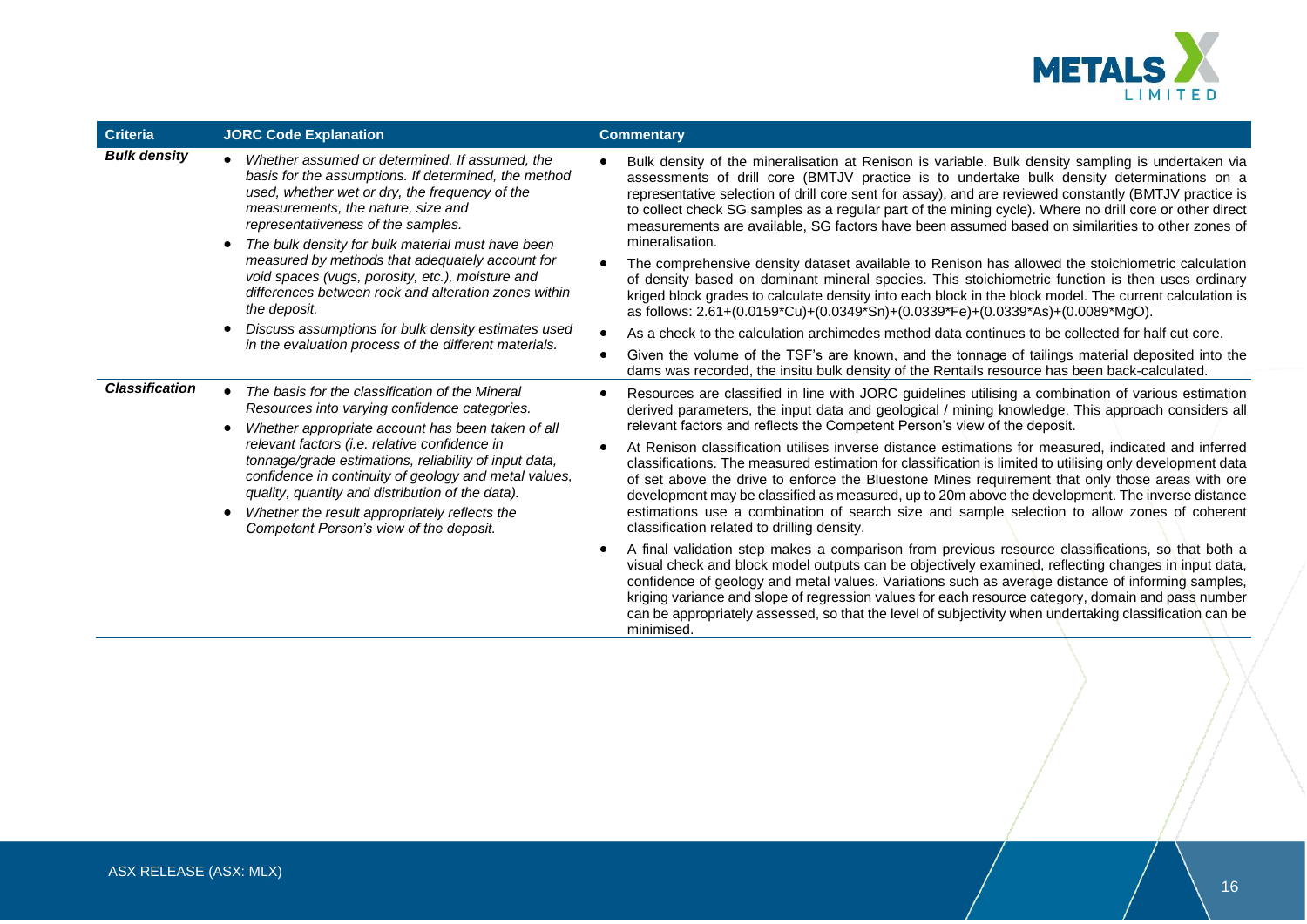| Criteria | JORC Code Explanation | Commentary |
|---|---|---|
| ***Bulk density*** | • *Whether assumed or determined. If assumed, the basis for the assumptions. If determined, the method used, whether wet or dry, the frequency of the measurements, the nature, size and representativeness of the samples.*<br>• *The bulk density for bulk material must have been measured by methods that adequately account for void spaces (vugs, porosity, etc.), moisture and differences between rock and alteration zones within the deposit.*<br>• *Discuss assumptions for bulk density estimates used in the evaluation process of the different materials.* | • Bulk density of the mineralisation at Renison is variable. Bulk density sampling is undertaken via assessments of drill core (BMTJV practice is to undertake bulk density determinations on a representative selection of drill core sent for assay), and are reviewed constantly (BMTJV practice is to collect check SG samples as a regular part of the mining cycle). Where no drill core or other direct measurements are available, SG factors have been assumed based on similarities to other zones of mineralisation.<br>• The comprehensive density dataset available to Renison has allowed the stoichiometric calculation of density based on dominant mineral species. This stoichiometric function is then uses ordinary kriged block grades to calculate density into each block in the block model. The current calculation is as follows: 2.61+(0.0159*Cu)+(0.0349*Sn)+(0.0339*Fe)+(0.0339*As)+(0.0089*MgO).<br>• As a check to the calculation archimedes method data continues to be collected for half cut core.<br>• Given the volume of the TSF's are known, and the tonnage of tailings material deposited into the dams was recorded, the insitu bulk density of the Rentails resource has been back-calculated. |
| ***Classification*** | • *The basis for the classification of the Mineral Resources into varying confidence categories.*<br>• *Whether appropriate account has been taken of all relevant factors (i.e. relative confidence in tonnage/grade estimations, reliability of input data, confidence in continuity of geology and metal values, quality, quantity and distribution of the data).*<br>• *Whether the result appropriately reflects the Competent Person's view of the deposit.* | • Resources are classified in line with JORC guidelines utilising a combination of various estimation derived parameters, the input data and geological / mining knowledge. This approach considers all relevant factors and reflects the Competent Person's view of the deposit.<br>• At Renison classification utilises inverse distance estimations for measured, indicated and inferred classifications. The measured estimation for classification is limited to utilising only development data of set above the drive to enforce the Bluestone Mines requirement that only those areas with ore development may be classified as measured, up to 20m above the development. The inverse distance estimations use a combination of search size and sample selection to allow zones of coherent classification related to drilling density.<br>• A final validation step makes a comparison from previous resource classifications, so that both a visual check and block model outputs can be objectively examined, reflecting changes in input data, confidence of geology and metal values. Variations such as average distance of informing samples, kriging variance and slope of regression values for each resource category, domain and pass number can be appropriately assessed, so that the level of subjectivity when undertaking classification can be minimised. |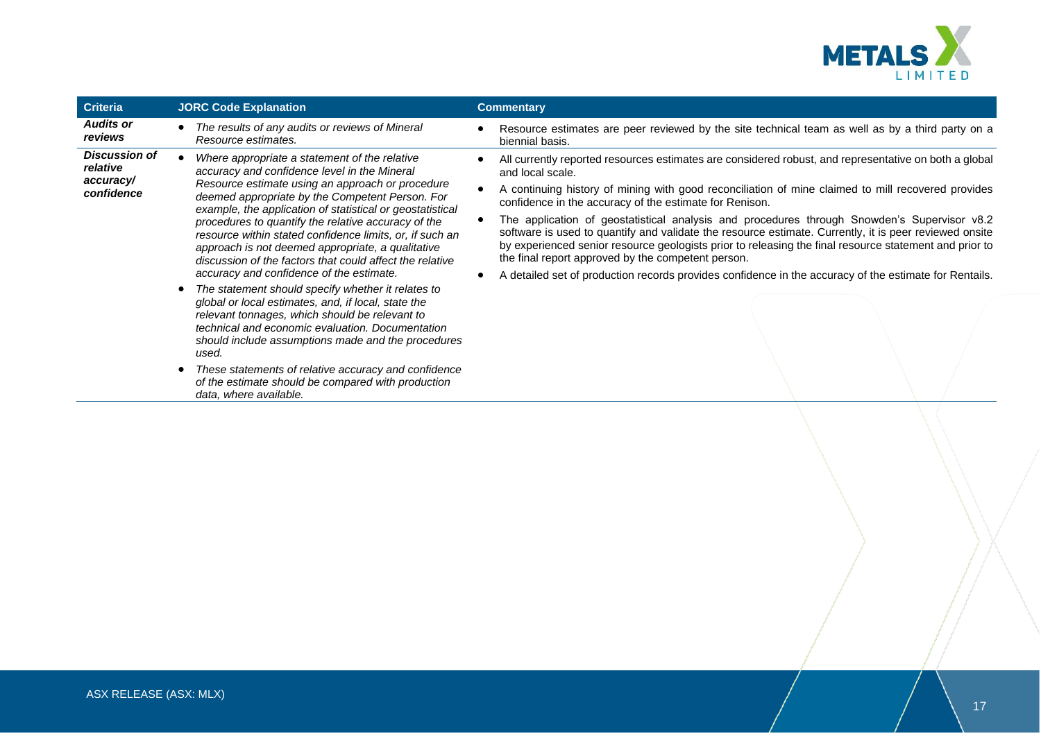| Criteria | JORC Code Explanation | Commentary |
| --- | --- | --- |
| ***Audits or reviews*** | *The results of any audits or reviews of Mineral Resource estimates.* | Resource estimates are peer reviewed by the site technical team as well as by a third party on a biennial basis. |
| ***Discussion of relative accuracy/ confidence*** | • *Where appropriate a statement of the relative accuracy and confidence level in the Mineral Resource estimate using an approach or procedure deemed appropriate by the Competent Person. For example, the application of statistical or geostatistical procedures to quantify the relative accuracy of the resource within stated confidence limits, or, if such an approach is not deemed appropriate, a qualitative discussion of the factors that could affect the relative accuracy and confidence of the estimate.* <br> • *The statement should specify whether it relates to global or local estimates, and, if local, state the relevant tonnages, which should be relevant to technical and economic evaluation. Documentation should include assumptions made and the procedures used.* <br> • *These statements of relative accuracy and confidence of the estimate should be compared with production data, where available.* | • All currently reported resources estimates are considered robust, and representative on both a global and local scale. <br> • A continuing history of mining with good reconciliation of mine claimed to mill recovered provides confidence in the accuracy of the estimate for Renison. <br> • The application of geostatistical analysis and procedures through Snowden's Supervisor v8.2 software is used to quantify and validate the resource estimate. Currently, it is peer reviewed onsite by experienced senior resource geologists prior to releasing the final resource statement and prior to the final report approved by the competent person. <br> • A detailed set of production records provides confidence in the accuracy of the estimate for Rentails. |